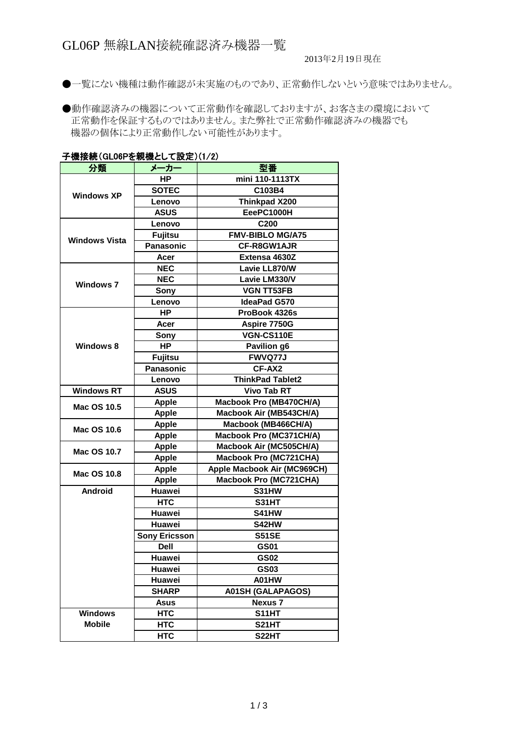# GL06P 無線LAN接続確認済み機器一覧

2013年2月19日現在

●一覧にない機種は動作確認が未実施のものであり、正常動作しないという意味ではありません。

●動作確認済みの機器について正常動作を確認しておりますが、お客さまの環境において
　正常動作を保証するものではありません。また弊社で正常動作確認済みの機器でも
　機器の個体により正常動作しない可能性があります。

**子機接続(GL06Pを親機として設定)(1/2)**

| 分類 | メーカー | 型番 |
|---|---|---|
| Windows XP | HP | mini 110-1113TX |
| | SOTEC | C103B4 |
| | Lenovo | Thinkpad X200 |
| | ASUS | EeePC1000H |
| Windows Vista | Lenovo | C200 |
| | Fujitsu | FMV-BIBLO MG/A75 |
| | Panasonic | CF-R8GW1AJR |
| | Acer | Extensa 4630Z |
| Windows 7 | NEC | Lavie LL870/W |
| | NEC | Lavie LM330/V |
| | Sony | VGN TT53FB |
| | Lenovo | IdeaPad G570 |
| Windows 8 | HP | ProBook 4326s |
| | Acer | Aspire 7750G |
| | Sony | VGN-CS110E |
| | HP | Pavilion g6 |
| | Fujitsu | FWVQ77J |
| | Panasonic | CF-AX2 |
| | Lenovo | ThinkPad Tablet2 |
| Windows RT | ASUS | Vivo Tab RT |
| Mac OS 10.5 | Apple | Macbook Pro (MB470CH/A) |
| | Apple | Macbook Air (MB543CH/A) |
| Mac OS 10.6 | Apple | Macbook (MB466CH/A) |
| | Apple | Macbook Pro (MC371CH/A) |
| Mac OS 10.7 | Apple | Macbook Air (MC505CH/A) |
| | Apple | Macbook Pro (MC721CHA) |
| Mac OS 10.8 | Apple | Apple Macbook Air (MC969CH) |
| | Apple | Macbook Pro (MC721CHA) |
| Android | Huawei | S31HW |
| | HTC | S31HT |
| | Huawei | S41HW |
| | Huawei | S42HW |
| | Sony Ericsson | S51SE |
| | Dell | GS01 |
| | Huawei | GS02 |
| | Huawei | GS03 |
| | Huawei | A01HW |
| | SHARP | A01SH (GALAPAGOS) |
| | Asus | Nexus 7 |
| Windows Mobile | HTC | S11HT |
| | HTC | S21HT |
| | HTC | S22HT |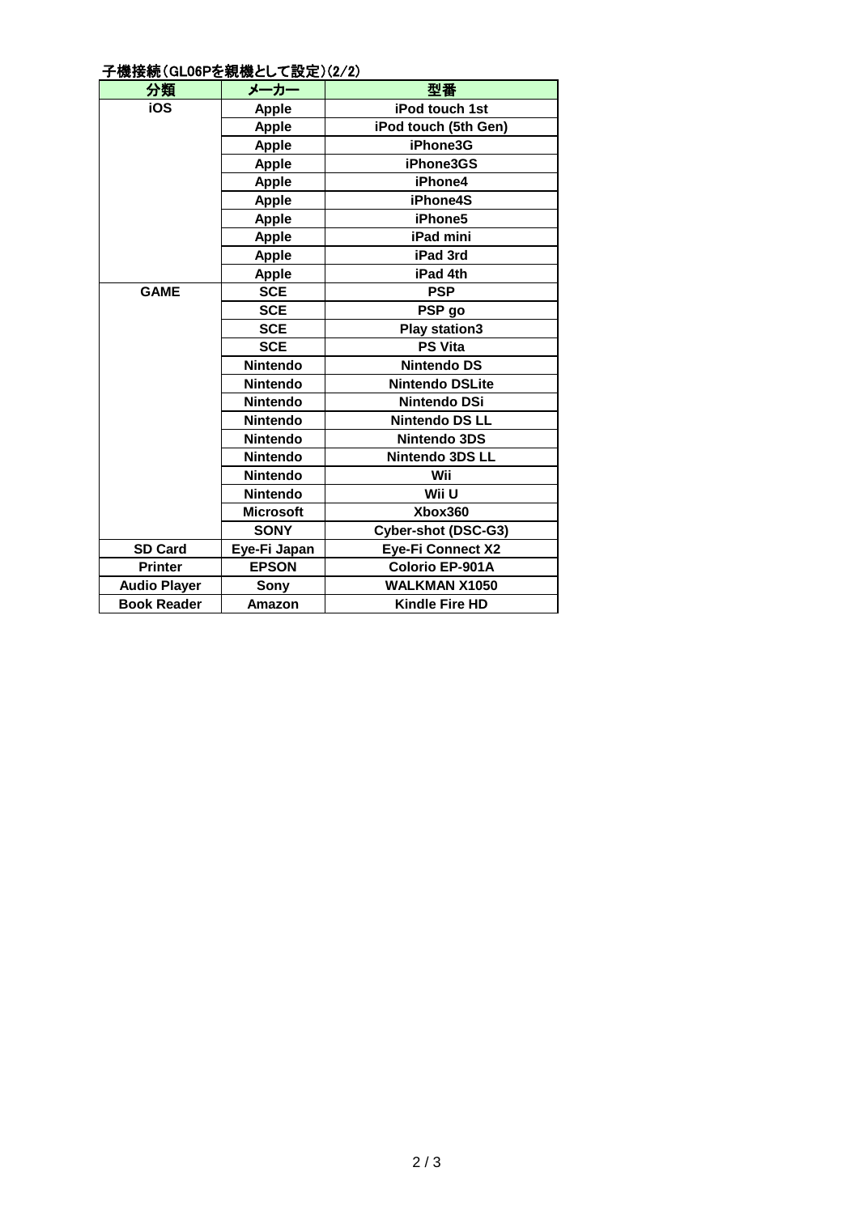子機接続（GL06Pを親機として設定）(2/2)

| 分類 | メーカー | 型番 |
|---|---|---|
| iOS | Apple | iPod touch 1st |
| | Apple | iPod touch (5th Gen) |
| | Apple | iPhone3G |
| | Apple | iPhone3GS |
| | Apple | iPhone4 |
| | Apple | iPhone4S |
| | Apple | iPhone5 |
| | Apple | iPad mini |
| | Apple | iPad 3rd |
| | Apple | iPad 4th |
| GAME | SCE | PSP |
| | SCE | PSP go |
| | SCE | Play station3 |
| | SCE | PS Vita |
| | Nintendo | Nintendo DS |
| | Nintendo | Nintendo DSLite |
| | Nintendo | Nintendo DSi |
| | Nintendo | Nintendo DS LL |
| | Nintendo | Nintendo 3DS |
| | Nintendo | Nintendo 3DS LL |
| | Nintendo | Wii |
| | Nintendo | Wii U |
| | Microsoft | Xbox360 |
| | SONY | Cyber-shot (DSC-G3) |
| SD Card | Eye-Fi Japan | Eye-Fi Connect X2 |
| Printer | EPSON | Colorio EP-901A |
| Audio Player | Sony | WALKMAN X1050 |
| Book Reader | Amazon | Kindle Fire HD |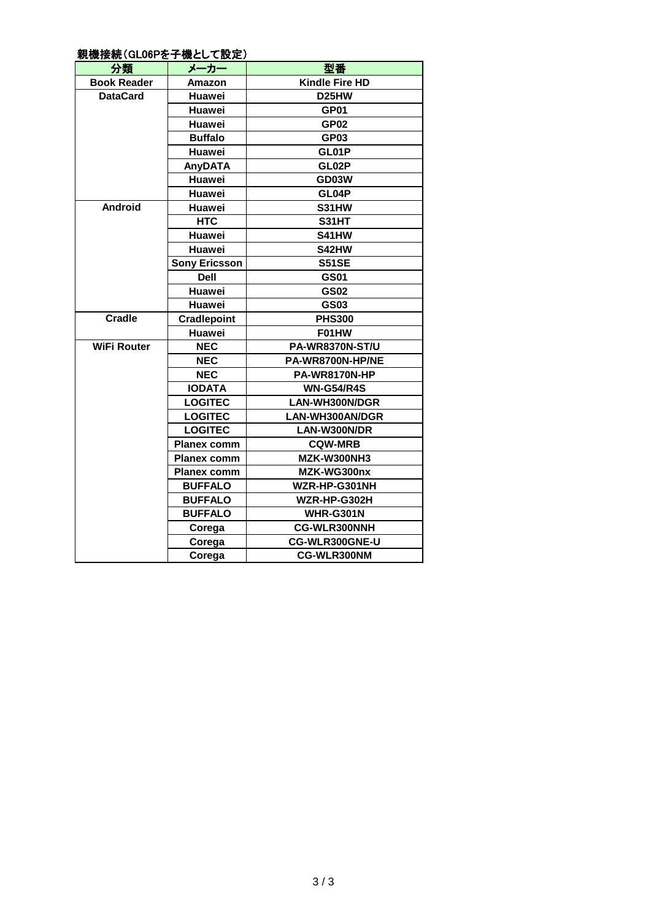親機接続（GL06Pを子機として設定）

| 分類 | メーカー | 型番 |
|---|---|---|
| Book Reader | Amazon | Kindle Fire HD |
| DataCard | Huawei | D25HW |
| | Huawei | GP01 |
| | Huawei | GP02 |
| | Buffalo | GP03 |
| | Huawei | GL01P |
| | AnyDATA | GL02P |
| | Huawei | GD03W |
| | Huawei | GL04P |
| Android | Huawei | S31HW |
| | HTC | S31HT |
| | Huawei | S41HW |
| | Huawei | S42HW |
| | Sony Ericsson | S51SE |
| | Dell | GS01 |
| | Huawei | GS02 |
| | Huawei | GS03 |
| Cradle | Cradlepoint | PHS300 |
| | Huawei | F01HW |
| WiFi Router | NEC | PA-WR8370N-ST/U |
| | NEC | PA-WR8700N-HP/NE |
| | NEC | PA-WR8170N-HP |
| | IODATA | WN-G54/R4S |
| | LOGITEC | LAN-WH300N/DGR |
| | LOGITEC | LAN-WH300AN/DGR |
| | LOGITEC | LAN-W300N/DR |
| | Planex comm | CQW-MRB |
| | Planex comm | MZK-W300NH3 |
| | Planex comm | MZK-WG300nx |
| | BUFFALO | WZR-HP-G301NH |
| | BUFFALO | WZR-HP-G302H |
| | BUFFALO | WHR-G301N |
| | Corega | CG-WLR300NNH |
| | Corega | CG-WLR300GNE-U |
| | Corega | CG-WLR300NM |